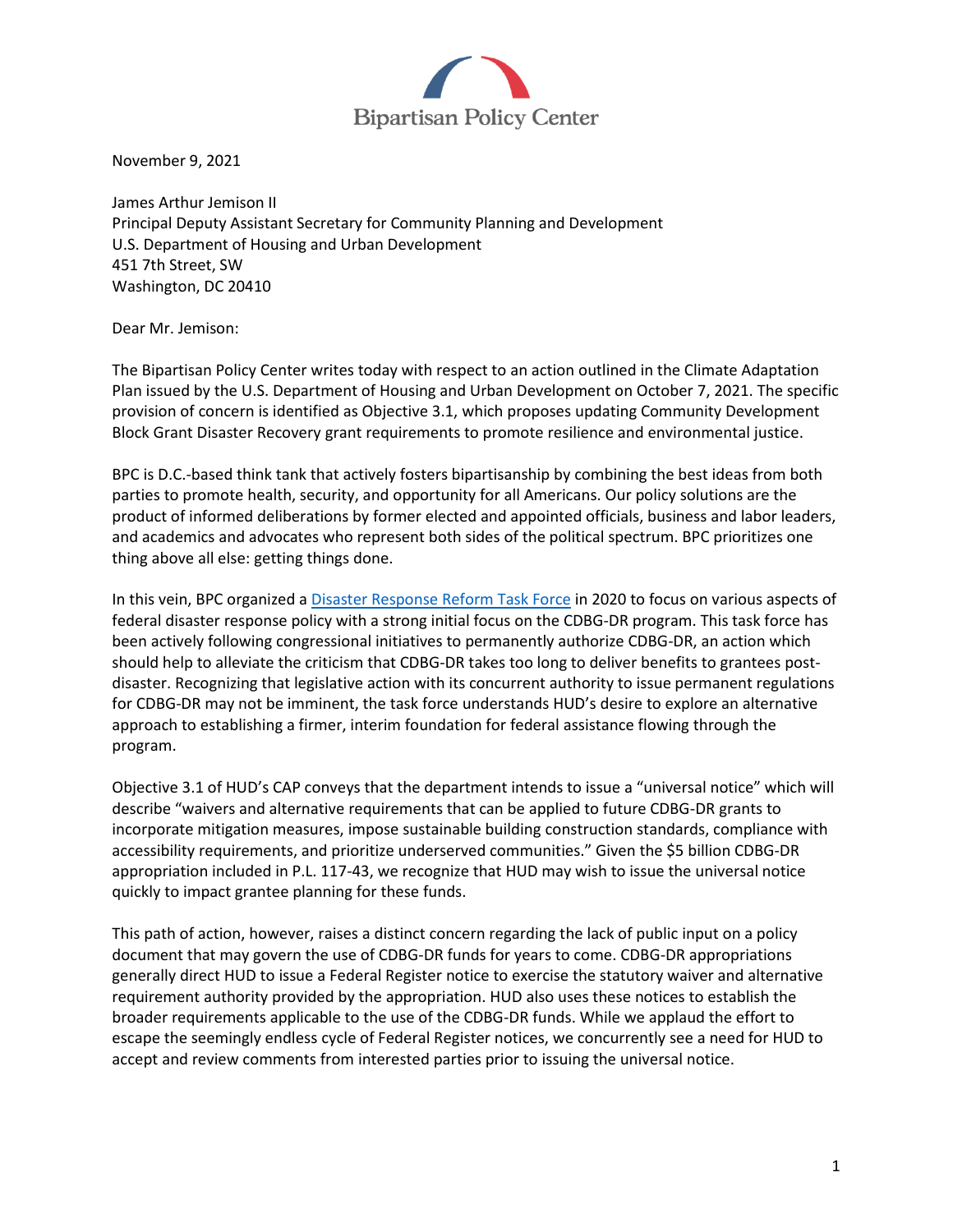Bipartisan Policy Center

November 9, 2021

James Arthur Jemison II
Principal Deputy Assistant Secretary for Community Planning and Development
U.S. Department of Housing and Urban Development
451 7th Street, SW
Washington, DC 20410

Dear Mr. Jemison:

The Bipartisan Policy Center writes today with respect to an action outlined in the Climate Adaptation Plan issued by the U.S. Department of Housing and Urban Development on October 7, 2021. The specific provision of concern is identified as Objective 3.1, which proposes updating Community Development Block Grant Disaster Recovery grant requirements to promote resilience and environmental justice.

BPC is D.C.-based think tank that actively fosters bipartisanship by combining the best ideas from both parties to promote health, security, and opportunity for all Americans. Our policy solutions are the product of informed deliberations by former elected and appointed officials, business and labor leaders, and academics and advocates who represent both sides of the political spectrum. BPC prioritizes one thing above all else: getting things done.

In this vein, BPC organized a Disaster Response Reform Task Force in 2020 to focus on various aspects of federal disaster response policy with a strong initial focus on the CDBG-DR program. This task force has been actively following congressional initiatives to permanently authorize CDBG-DR, an action which should help to alleviate the criticism that CDBG-DR takes too long to deliver benefits to grantees post-disaster. Recognizing that legislative action with its concurrent authority to issue permanent regulations for CDBG-DR may not be imminent, the task force understands HUD's desire to explore an alternative approach to establishing a firmer, interim foundation for federal assistance flowing through the program.

Objective 3.1 of HUD's CAP conveys that the department intends to issue a "universal notice" which will describe "waivers and alternative requirements that can be applied to future CDBG-DR grants to incorporate mitigation measures, impose sustainable building construction standards, compliance with accessibility requirements, and prioritize underserved communities." Given the $5 billion CDBG-DR appropriation included in P.L. 117-43, we recognize that HUD may wish to issue the universal notice quickly to impact grantee planning for these funds.

This path of action, however, raises a distinct concern regarding the lack of public input on a policy document that may govern the use of CDBG-DR funds for years to come. CDBG-DR appropriations generally direct HUD to issue a Federal Register notice to exercise the statutory waiver and alternative requirement authority provided by the appropriation. HUD also uses these notices to establish the broader requirements applicable to the use of the CDBG-DR funds. While we applaud the effort to escape the seemingly endless cycle of Federal Register notices, we concurrently see a need for HUD to accept and review comments from interested parties prior to issuing the universal notice.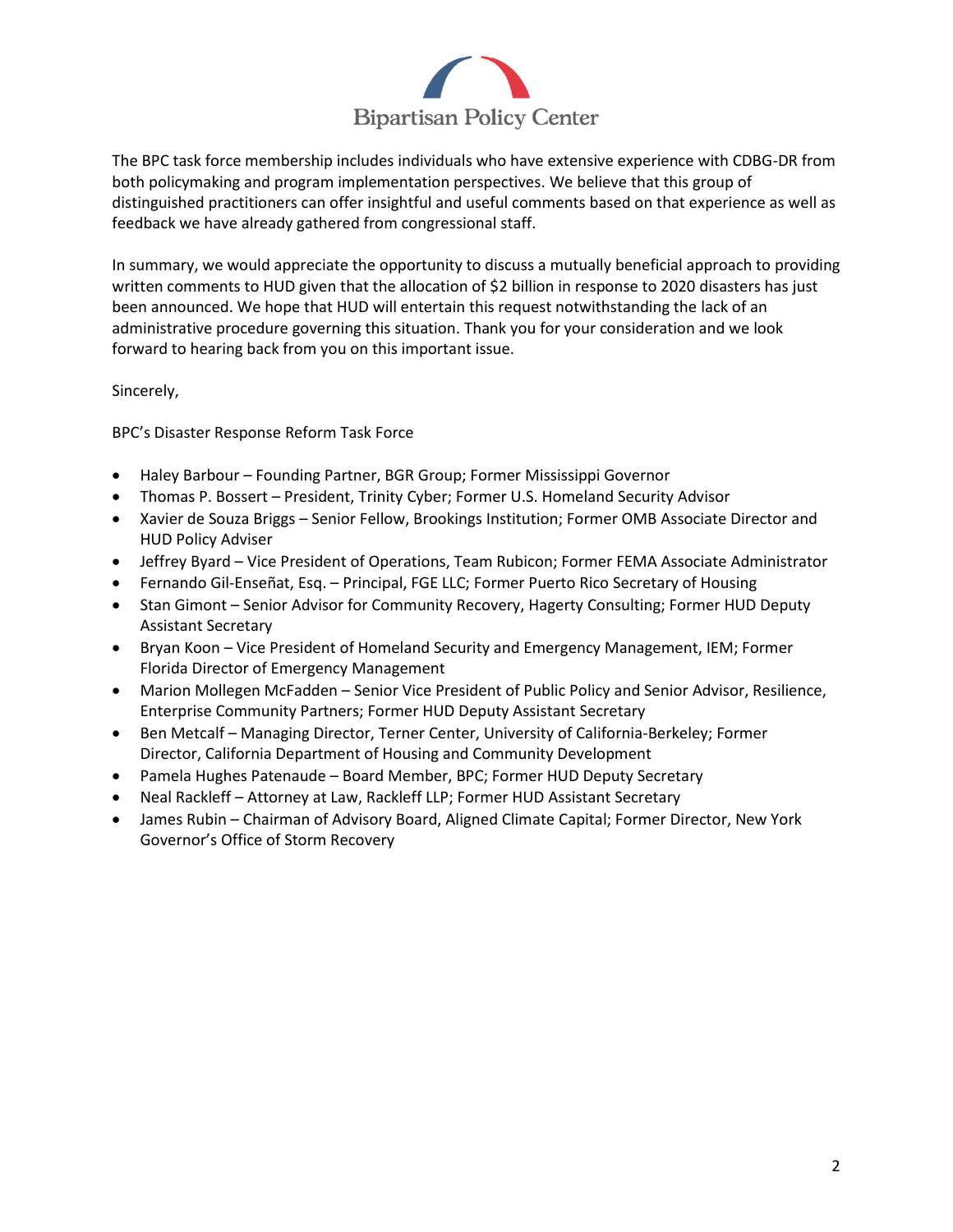The BPC task force membership includes individuals who have extensive experience with CDBG-DR from both policymaking and program implementation perspectives. We believe that this group of distinguished practitioners can offer insightful and useful comments based on that experience as well as feedback we have already gathered from congressional staff.

In summary, we would appreciate the opportunity to discuss a mutually beneficial approach to providing written comments to HUD given that the allocation of $2 billion in response to 2020 disasters has just been announced. We hope that HUD will entertain this request notwithstanding the lack of an administrative procedure governing this situation. Thank you for your consideration and we look forward to hearing back from you on this important issue.

Sincerely,

BPC's Disaster Response Reform Task Force

- Haley Barbour – Founding Partner, BGR Group; Former Mississippi Governor
- Thomas P. Bossert – President, Trinity Cyber; Former U.S. Homeland Security Advisor
- Xavier de Souza Briggs – Senior Fellow, Brookings Institution; Former OMB Associate Director and HUD Policy Adviser
- Jeffrey Byard – Vice President of Operations, Team Rubicon; Former FEMA Associate Administrator
- Fernando Gil-Enseñat, Esq. – Principal, FGE LLC; Former Puerto Rico Secretary of Housing
- Stan Gimont – Senior Advisor for Community Recovery, Hagerty Consulting; Former HUD Deputy Assistant Secretary
- Bryan Koon – Vice President of Homeland Security and Emergency Management, IEM; Former Florida Director of Emergency Management
- Marion Mollegen McFadden – Senior Vice President of Public Policy and Senior Advisor, Resilience, Enterprise Community Partners; Former HUD Deputy Assistant Secretary
- Ben Metcalf – Managing Director, Terner Center, University of California-Berkeley; Former Director, California Department of Housing and Community Development
- Pamela Hughes Patenaude – Board Member, BPC; Former HUD Deputy Secretary
- Neal Rackleff – Attorney at Law, Rackleff LLP; Former HUD Assistant Secretary
- James Rubin – Chairman of Advisory Board, Aligned Climate Capital; Former Director, New York Governor's Office of Storm Recovery